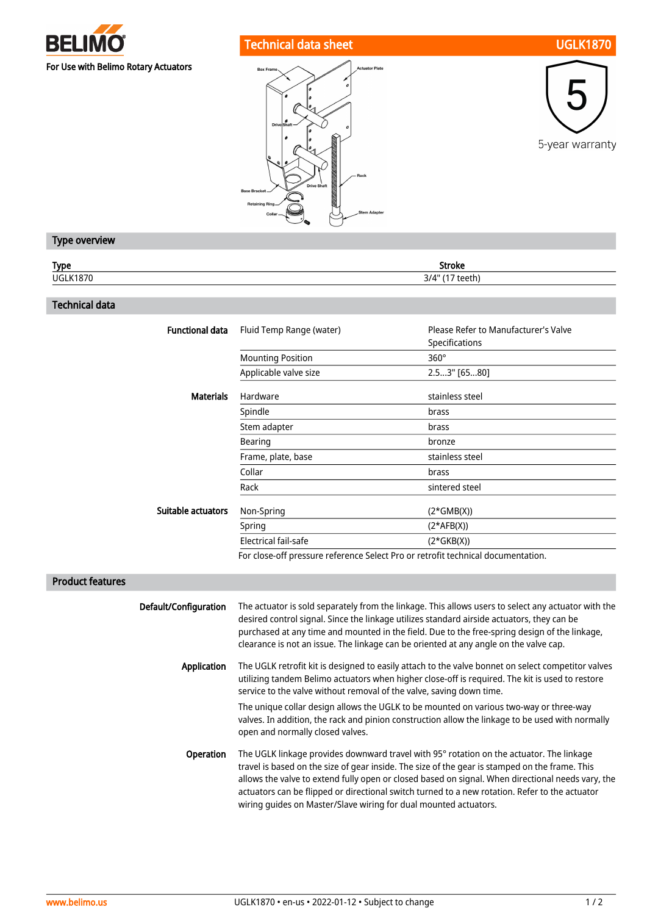**BELIMO**

For Use with Belimo Rotary Actuators

# Technical data sheet UGLK1870

5-year warranty

## Type overview

| Type | Stroke |
|---|---|
| UGLK1870 | 3/4" (17 teeth) |

## Technical data

| | | |
|---|---|---|
| **Functional data** | Fluid Temp Range (water) | Please Refer to Manufacturer's Valve Specifications |
| | Mounting Position | 360° |
| | Applicable valve size | 2.5...3" [65...80] |
| **Materials** | Hardware | stainless steel |
| | Spindle | brass |
| | Stem adapter | brass |
| | Bearing | bronze |
| | Frame, plate, base | stainless steel |
| | Collar | brass |
| | Rack | sintered steel |
| **Suitable actuators** | Non-Spring | (2*GMB(X)) |
| | Spring | (2*AFB(X)) |
| | Electrical fail-safe | (2*GKB(X)) |

For close-off pressure reference Select Pro or retrofit technical documentation.

## Product features

**Default/Configuration**

The actuator is sold separately from the linkage. This allows users to select any actuator with the desired control signal. Since the linkage utilizes standard airside actuators, they can be purchased at any time and mounted in the field. Due to the free-spring design of the linkage, clearance is not an issue. The linkage can be oriented at any angle on the valve cap.

**Application**

The UGLK retrofit kit is designed to easily attach to the valve bonnet on select competitor valves utilizing tandem Belimo actuators when higher close-off is required. The kit is used to restore service to the valve without removal of the valve, saving down time.

The unique collar design allows the UGLK to be mounted on various two-way or three-way valves. In addition, the rack and pinion construction allow the linkage to be used with normally open and normally closed valves.

**Operation**

The UGLK linkage provides downward travel with 95° rotation on the actuator. The linkage travel is based on the size of gear inside. The size of the gear is stamped on the frame. This allows the valve to extend fully open or closed based on signal. When directional needs vary, the actuators can be flipped or directional switch turned to a new rotation. Refer to the actuator wiring guides on Master/Slave wiring for dual mounted actuators.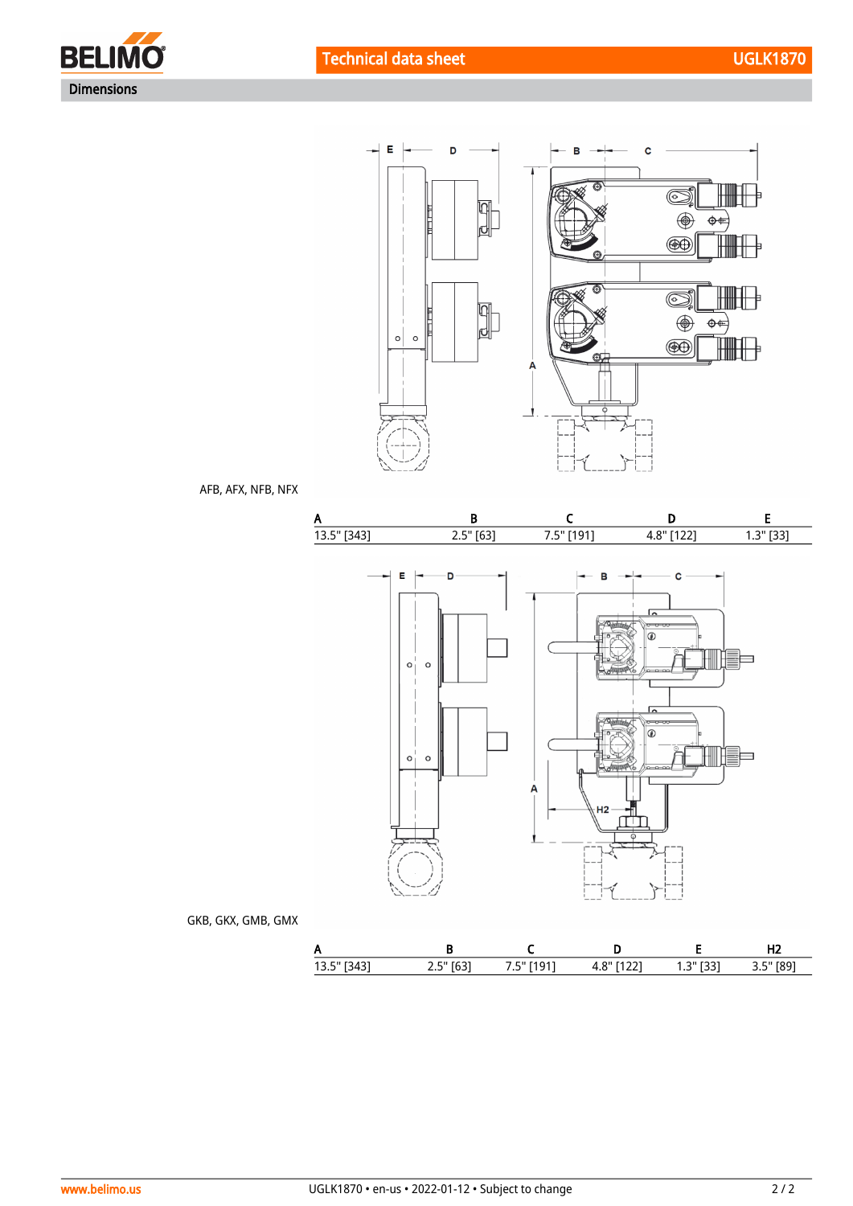## Dimensions

AFB, AFX, NFB, NFX

| A | B | C | D | E |
|---|---|---|---|---|
| 13.5" [343] | 2.5" [63] | 7.5" [191] | 4.8" [122] | 1.3" [33] |

GKB, GKX, GMB, GMX

| A | B | C | D | E | H2 |
|---|---|---|---|---|---|
| 13.5" [343] | 2.5" [63] | 7.5" [191] | 4.8" [122] | 1.3" [33] | 3.5" [89] |